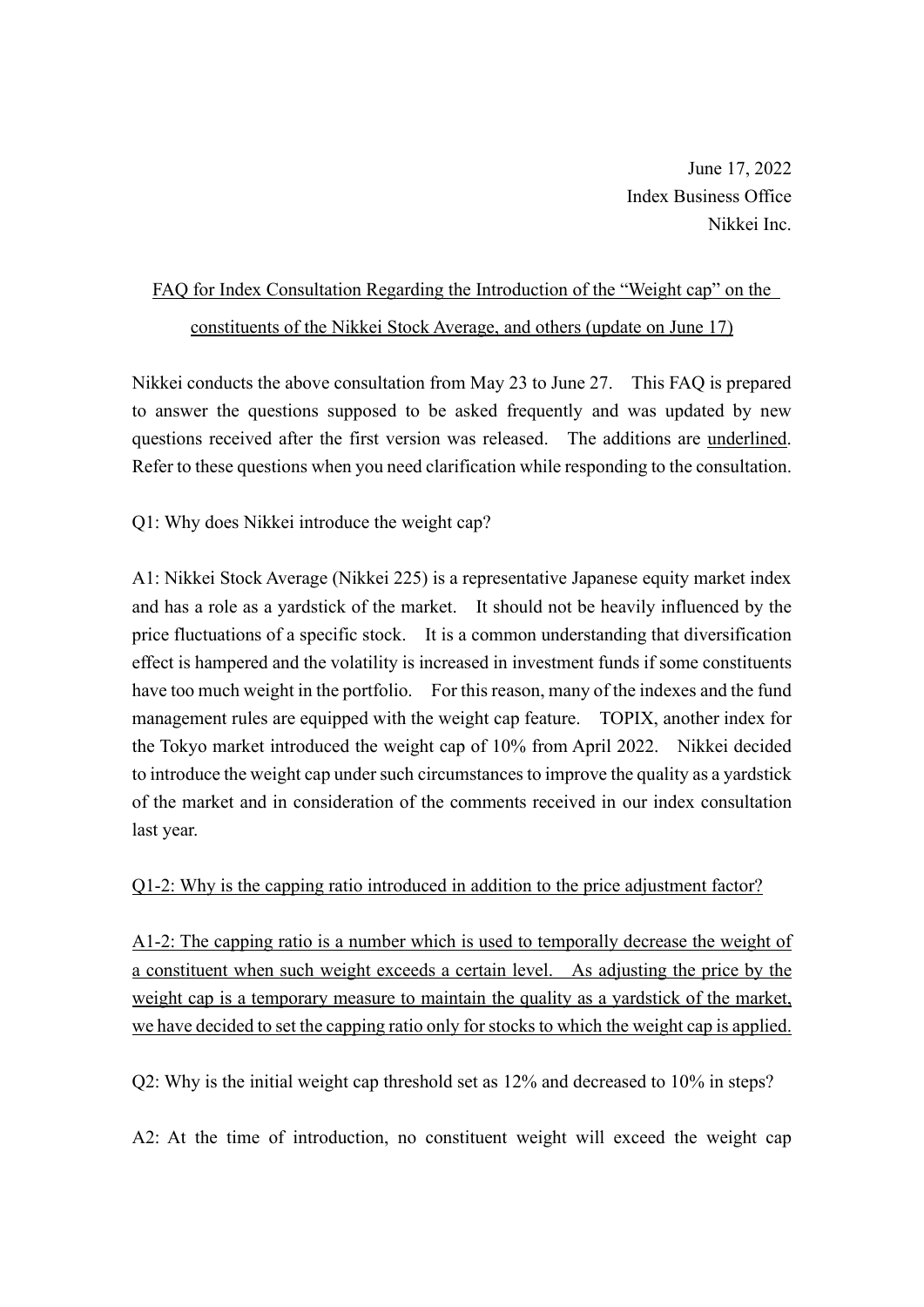June 17, 2022
Index Business Office
Nikkei Inc.

<u>FAQ for Index Consultation Regarding the Introduction of the "Weight cap" on the constituents of the Nikkei Stock Average, and others (update on June 17)</u>

Nikkei conducts the above consultation from May 23 to June 27. This FAQ is prepared to answer the questions supposed to be asked frequently and was updated by new questions received after the first version was released. The additions are <u>underlined</u>. Refer to these questions when you need clarification while responding to the consultation.

Q1: Why does Nikkei introduce the weight cap?

A1: Nikkei Stock Average (Nikkei 225) is a representative Japanese equity market index and has a role as a yardstick of the market. It should not be heavily influenced by the price fluctuations of a specific stock. It is a common understanding that diversification effect is hampered and the volatility is increased in investment funds if some constituents have too much weight in the portfolio. For this reason, many of the indexes and the fund management rules are equipped with the weight cap feature. TOPIX, another index for the Tokyo market introduced the weight cap of 10% from April 2022. Nikkei decided to introduce the weight cap under such circumstances to improve the quality as a yardstick of the market and in consideration of the comments received in our index consultation last year.

<u>Q1-2: Why is the capping ratio introduced in addition to the price adjustment factor?</u>

<u>A1-2: The capping ratio is a number which is used to temporally decrease the weight of a constituent when such weight exceeds a certain level. As adjusting the price by the weight cap is a temporary measure to maintain the quality as a yardstick of the market, we have decided to set the capping ratio only for stocks to which the weight cap is applied.</u>

Q2: Why is the initial weight cap threshold set as 12% and decreased to 10% in steps?

A2: At the time of introduction, no constituent weight will exceed the weight cap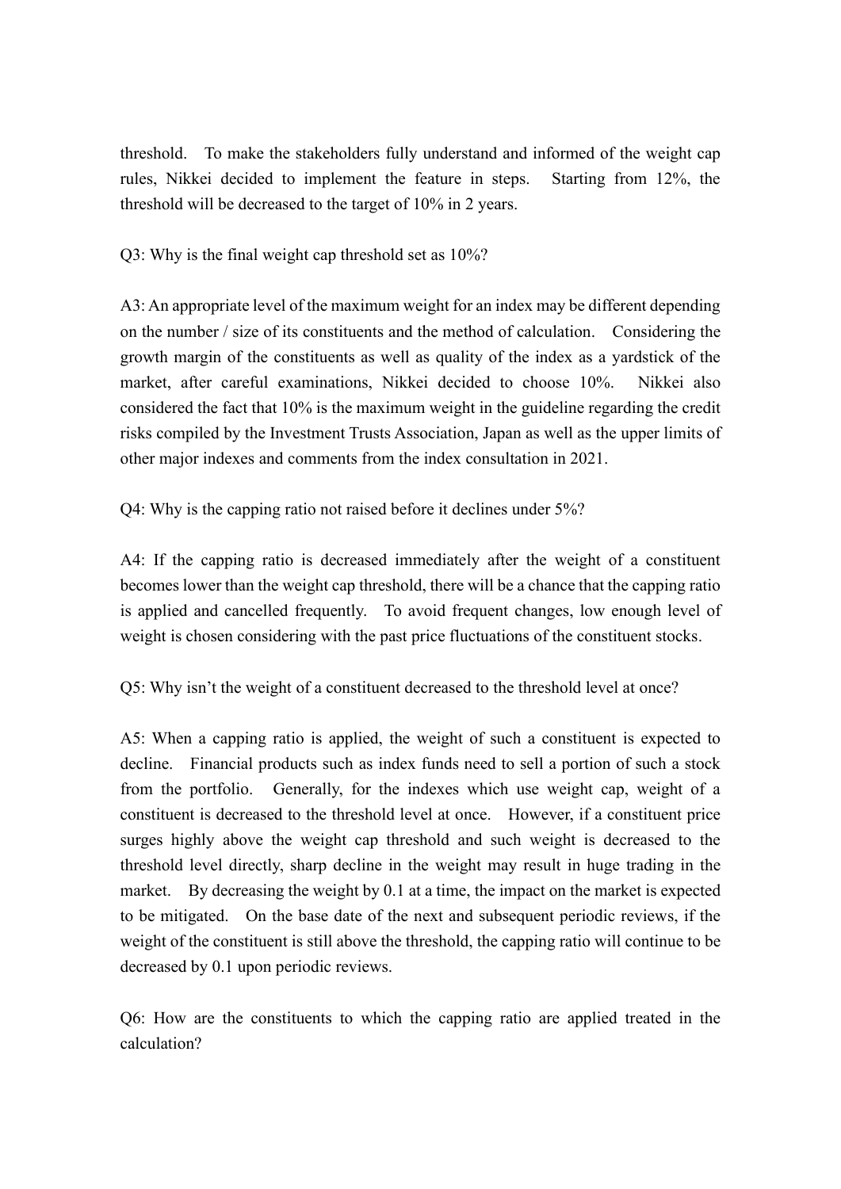threshold. To make the stakeholders fully understand and informed of the weight cap rules, Nikkei decided to implement the feature in steps. Starting from 12%, the threshold will be decreased to the target of 10% in 2 years.

Q3: Why is the final weight cap threshold set as 10%?

A3: An appropriate level of the maximum weight for an index may be different depending on the number / size of its constituents and the method of calculation. Considering the growth margin of the constituents as well as quality of the index as a yardstick of the market, after careful examinations, Nikkei decided to choose 10%. Nikkei also considered the fact that 10% is the maximum weight in the guideline regarding the credit risks compiled by the Investment Trusts Association, Japan as well as the upper limits of other major indexes and comments from the index consultation in 2021.

Q4: Why is the capping ratio not raised before it declines under 5%?

A4: If the capping ratio is decreased immediately after the weight of a constituent becomes lower than the weight cap threshold, there will be a chance that the capping ratio is applied and cancelled frequently. To avoid frequent changes, low enough level of weight is chosen considering with the past price fluctuations of the constituent stocks.

Q5: Why isn't the weight of a constituent decreased to the threshold level at once?

A5: When a capping ratio is applied, the weight of such a constituent is expected to decline. Financial products such as index funds need to sell a portion of such a stock from the portfolio. Generally, for the indexes which use weight cap, weight of a constituent is decreased to the threshold level at once. However, if a constituent price surges highly above the weight cap threshold and such weight is decreased to the threshold level directly, sharp decline in the weight may result in huge trading in the market. By decreasing the weight by 0.1 at a time, the impact on the market is expected to be mitigated. On the base date of the next and subsequent periodic reviews, if the weight of the constituent is still above the threshold, the capping ratio will continue to be decreased by 0.1 upon periodic reviews.

Q6: How are the constituents to which the capping ratio are applied treated in the calculation?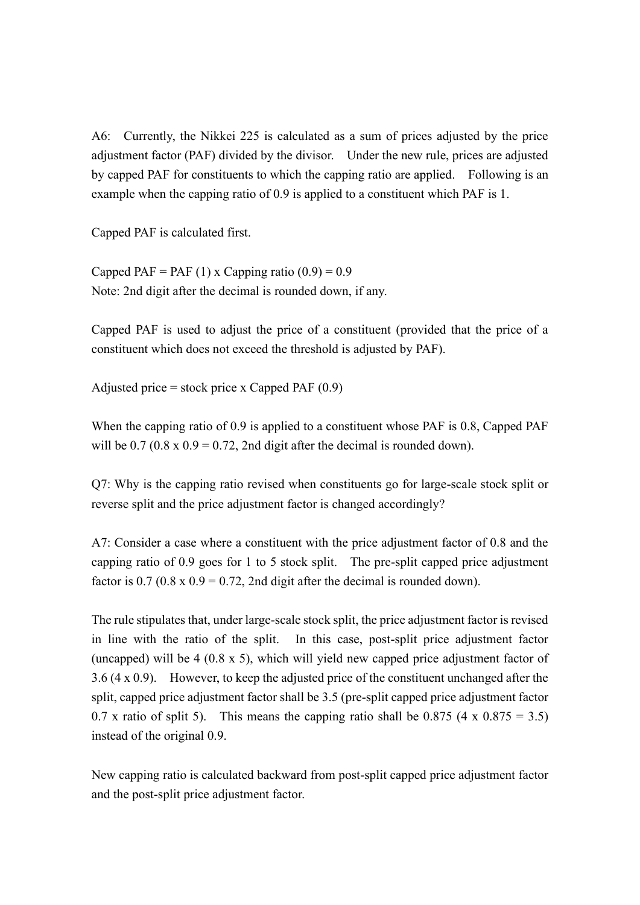A6: Currently, the Nikkei 225 is calculated as a sum of prices adjusted by the price adjustment factor (PAF) divided by the divisor. Under the new rule, prices are adjusted by capped PAF for constituents to which the capping ratio are applied. Following is an example when the capping ratio of 0.9 is applied to a constituent which PAF is 1.

Capped PAF is calculated first.

Capped PAF = PAF (1) x Capping ratio (0.9) = 0.9
Note: 2nd digit after the decimal is rounded down, if any.

Capped PAF is used to adjust the price of a constituent (provided that the price of a constituent which does not exceed the threshold is adjusted by PAF).

Adjusted price = stock price x Capped PAF (0.9)

When the capping ratio of 0.9 is applied to a constituent whose PAF is 0.8, Capped PAF will be 0.7 (0.8 x 0.9 = 0.72, 2nd digit after the decimal is rounded down).

Q7: Why is the capping ratio revised when constituents go for large-scale stock split or reverse split and the price adjustment factor is changed accordingly?

A7: Consider a case where a constituent with the price adjustment factor of 0.8 and the capping ratio of 0.9 goes for 1 to 5 stock split. The pre-split capped price adjustment factor is 0.7 (0.8 x 0.9 = 0.72, 2nd digit after the decimal is rounded down).

The rule stipulates that, under large-scale stock split, the price adjustment factor is revised in line with the ratio of the split. In this case, post-split price adjustment factor (uncapped) will be 4 (0.8 x 5), which will yield new capped price adjustment factor of 3.6 (4 x 0.9). However, to keep the adjusted price of the constituent unchanged after the split, capped price adjustment factor shall be 3.5 (pre-split capped price adjustment factor 0.7 x ratio of split 5). This means the capping ratio shall be 0.875 (4 x 0.875 = 3.5) instead of the original 0.9.

New capping ratio is calculated backward from post-split capped price adjustment factor and the post-split price adjustment factor.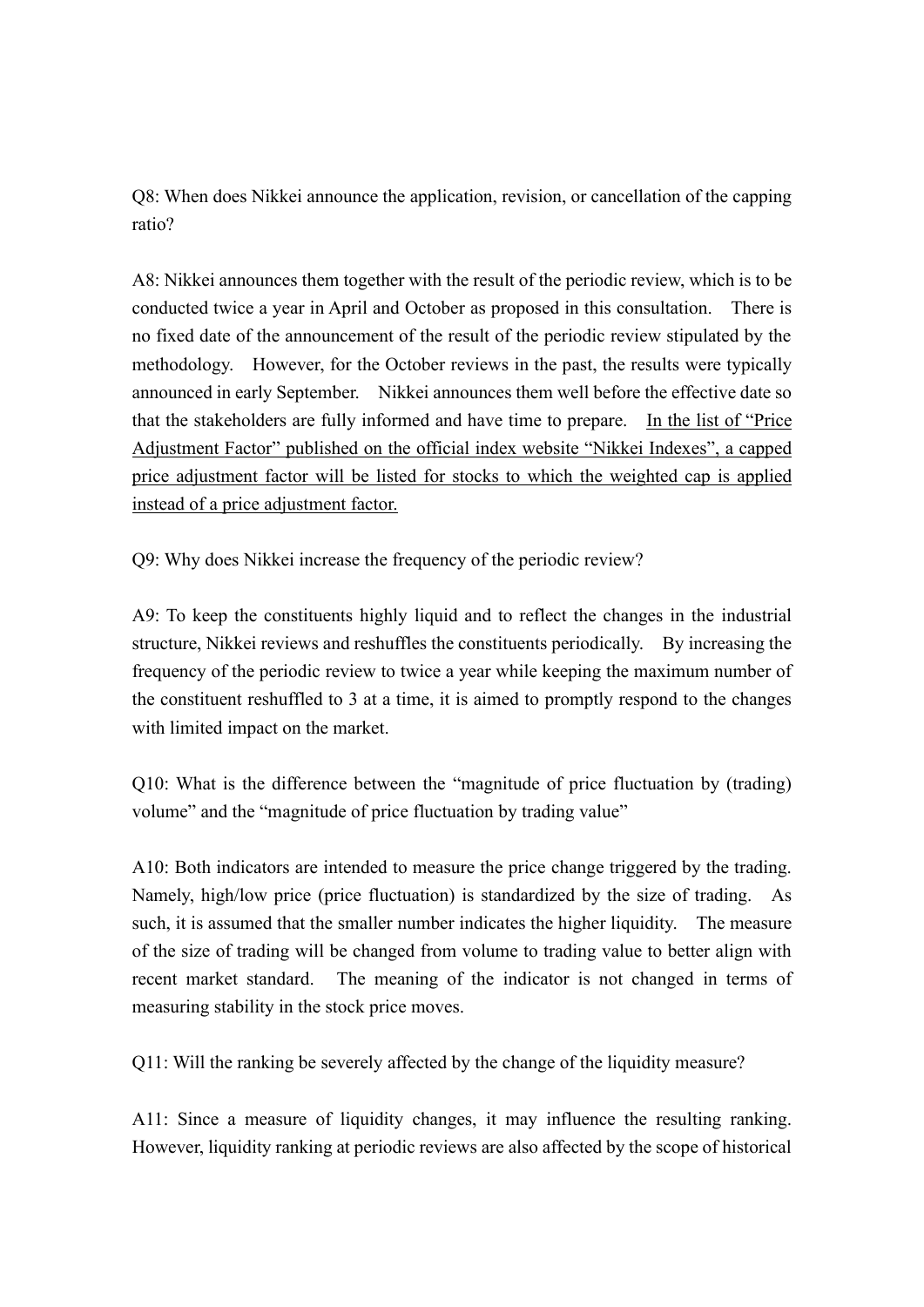Q8: When does Nikkei announce the application, revision, or cancellation of the capping ratio?

A8: Nikkei announces them together with the result of the periodic review, which is to be conducted twice a year in April and October as proposed in this consultation. There is no fixed date of the announcement of the result of the periodic review stipulated by the methodology. However, for the October reviews in the past, the results were typically announced in early September. Nikkei announces them well before the effective date so that the stakeholders are fully informed and have time to prepare. <u>In the list of "Price Adjustment Factor" published on the official index website "Nikkei Indexes", a capped price adjustment factor will be listed for stocks to which the weighted cap is applied instead of a price adjustment factor.</u>

Q9: Why does Nikkei increase the frequency of the periodic review?

A9: To keep the constituents highly liquid and to reflect the changes in the industrial structure, Nikkei reviews and reshuffles the constituents periodically. By increasing the frequency of the periodic review to twice a year while keeping the maximum number of the constituent reshuffled to 3 at a time, it is aimed to promptly respond to the changes with limited impact on the market.

Q10: What is the difference between the "magnitude of price fluctuation by (trading) volume" and the "magnitude of price fluctuation by trading value"

A10: Both indicators are intended to measure the price change triggered by the trading. Namely, high/low price (price fluctuation) is standardized by the size of trading. As such, it is assumed that the smaller number indicates the higher liquidity. The measure of the size of trading will be changed from volume to trading value to better align with recent market standard. The meaning of the indicator is not changed in terms of measuring stability in the stock price moves.

Q11: Will the ranking be severely affected by the change of the liquidity measure?

A11: Since a measure of liquidity changes, it may influence the resulting ranking. However, liquidity ranking at periodic reviews are also affected by the scope of historical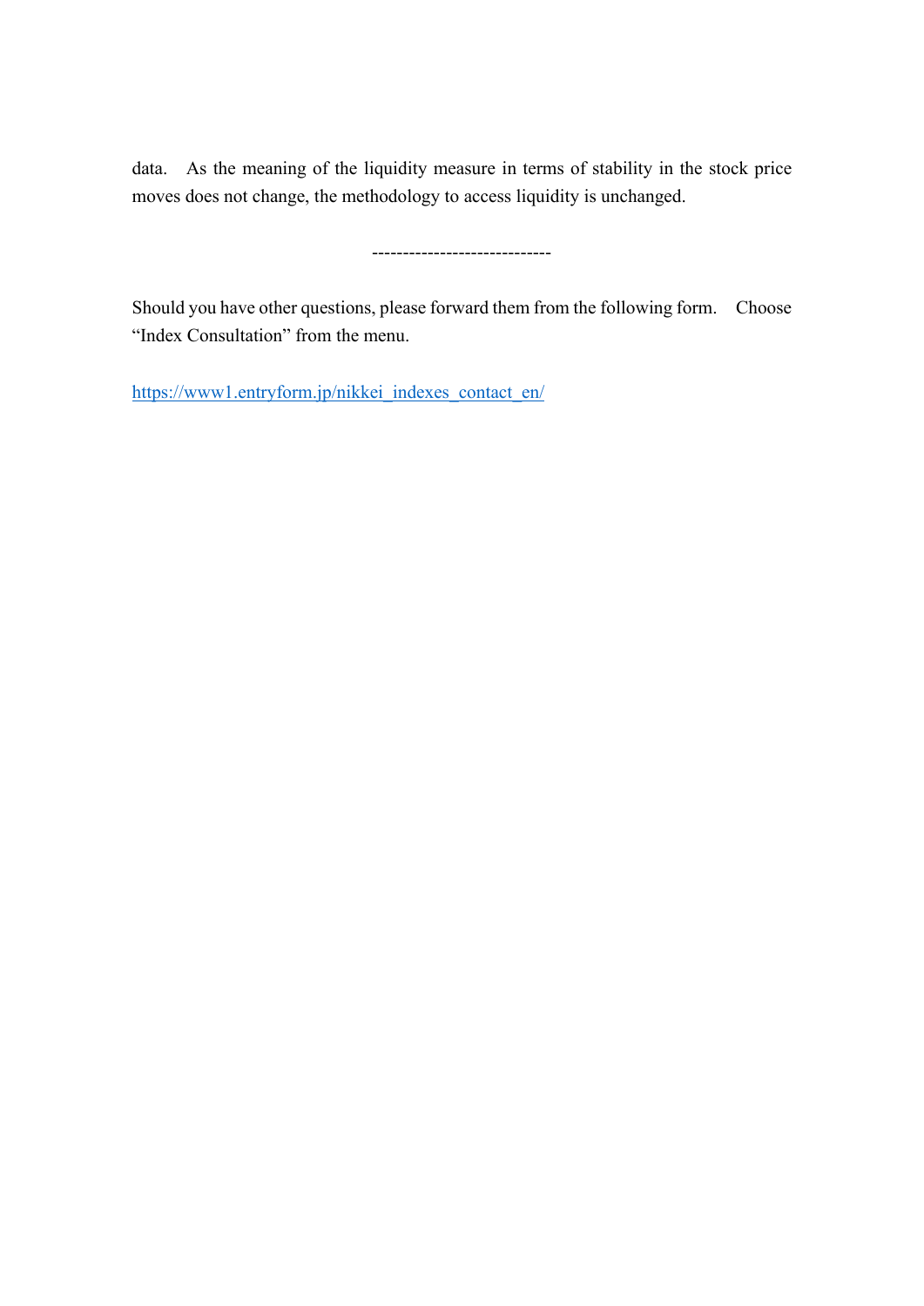data.　As the meaning of the liquidity measure in terms of stability in the stock price moves does not change, the methodology to access liquidity is unchanged.

----------------------------

Should you have other questions, please forward them from the following form.　Choose "Index Consultation" from the menu.

https://www1.entryform.jp/nikkei_indexes_contact_en/